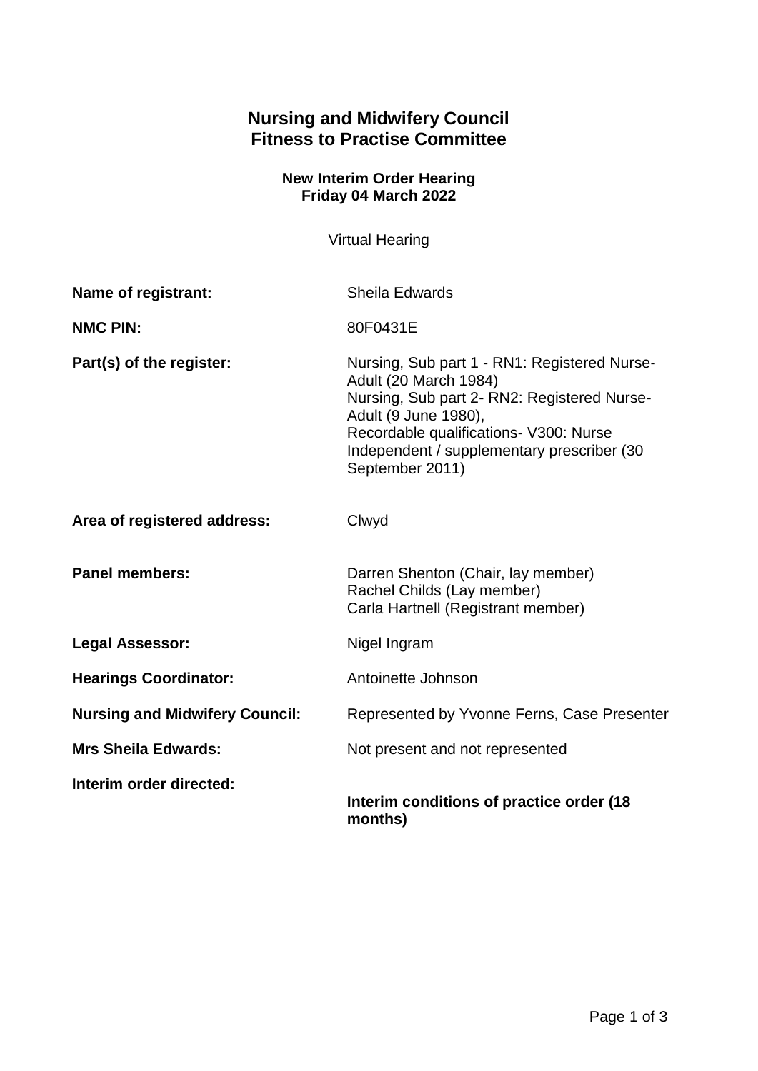# Nursing and Midwifery Council
# Fitness to Practise Committee

### New Interim Order Hearing
### Friday 04 March 2022

Virtual Hearing

| | |
|---|---|
| **Name of registrant:** | Sheila Edwards |
| **NMC PIN:** | 80F0431E |
| **Part(s) of the register:** | Nursing, Sub part 1 - RN1: Registered Nurse-Adult (20 March 1984)<br>Nursing, Sub part 2- RN2: Registered Nurse-Adult (9 June 1980),<br>Recordable qualifications- V300: Nurse Independent / supplementary prescriber (30 September 2011) |
| **Area of registered address:** | Clwyd |
| **Panel members:** | Darren Shenton (Chair, lay member)<br>Rachel Childs (Lay member)<br>Carla Hartnell (Registrant member) |
| **Legal Assessor:** | Nigel Ingram |
| **Hearings Coordinator:** | Antoinette Johnson |
| **Nursing and Midwifery Council:** | Represented by Yvonne Ferns, Case Presenter |
| **Mrs Sheila Edwards:** | Not present and not represented |
| **Interim order directed:** | **Interim conditions of practice order (18 months)** |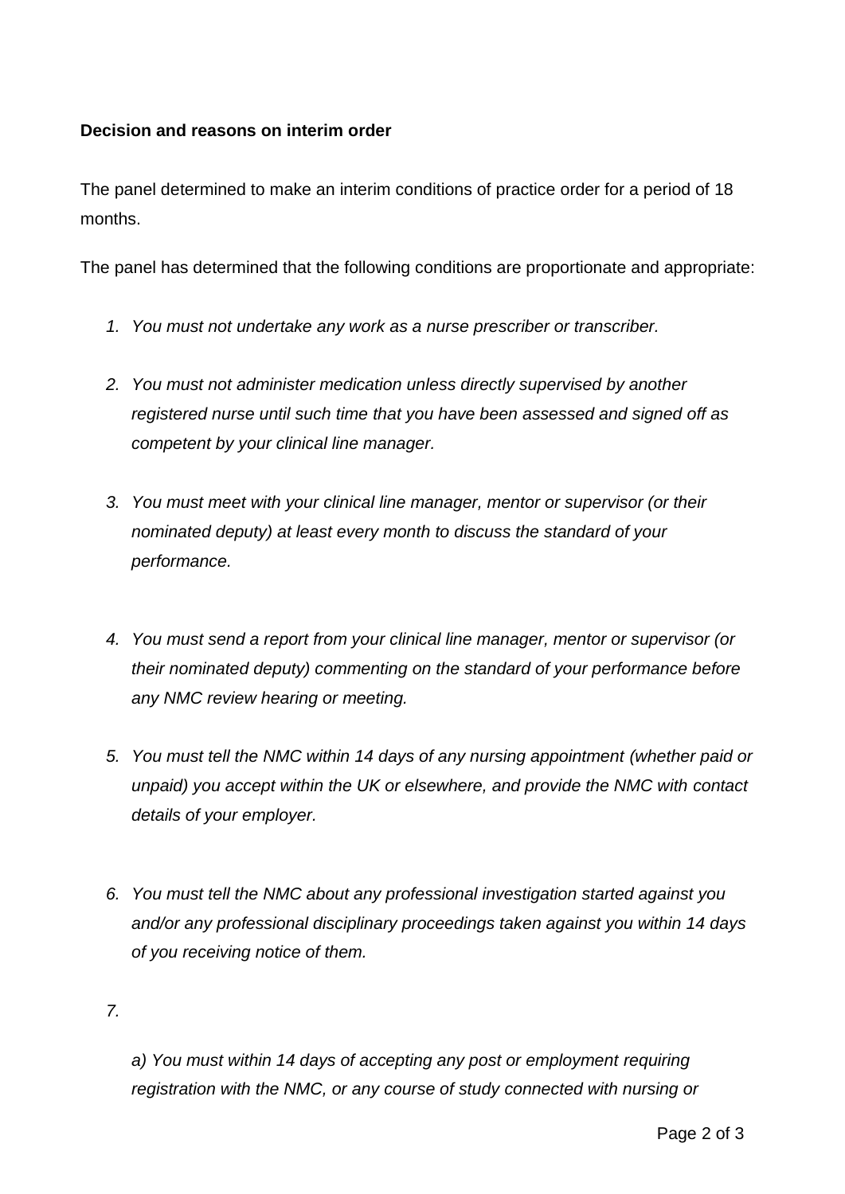**Decision and reasons on interim order**

The panel determined to make an interim conditions of practice order for a period of 18 months.

The panel has determined that the following conditions are proportionate and appropriate:

1. *You must not undertake any work as a nurse prescriber or transcriber.*

2. *You must not administer medication unless directly supervised by another registered nurse until such time that you have been assessed and signed off as competent by your clinical line manager.*

3. *You must meet with your clinical line manager, mentor or supervisor (or their nominated deputy) at least every month to discuss the standard of your performance.*

4. *You must send a report from your clinical line manager, mentor or supervisor (or their nominated deputy) commenting on the standard of your performance before any NMC review hearing or meeting.*

5. *You must tell the NMC within 14 days of any nursing appointment (whether paid or unpaid) you accept within the UK or elsewhere, and provide the NMC with contact details of your employer.*

6. *You must tell the NMC about any professional investigation started against you and/or any professional disciplinary proceedings taken against you within 14 days of you receiving notice of them.*

7. 

   *a) You must within 14 days of accepting any post or employment requiring registration with the NMC, or any course of study connected with nursing or*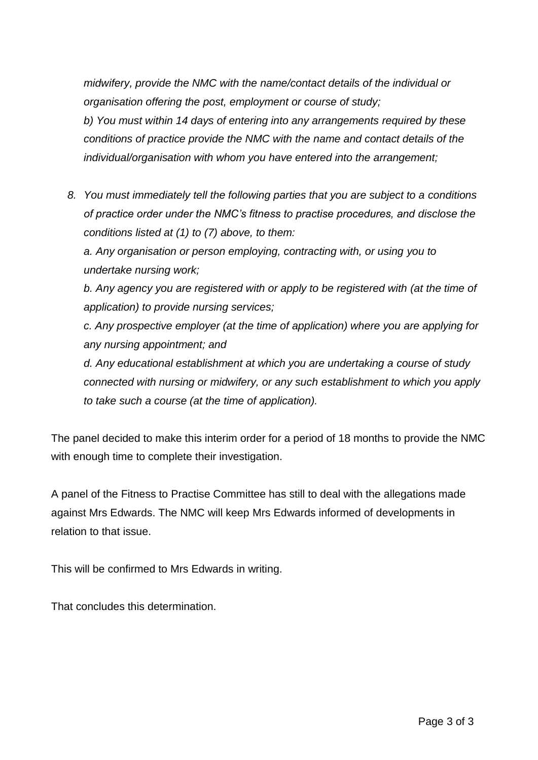*midwifery, provide the NMC with the name/contact details of the individual or organisation offering the post, employment or course of study;*
*b) You must within 14 days of entering into any arrangements required by these conditions of practice provide the NMC with the name and contact details of the individual/organisation with whom you have entered into the arrangement;*

8. *You must immediately tell the following parties that you are subject to a conditions of practice order under the NMC's fitness to practise procedures, and disclose the conditions listed at (1) to (7) above, to them:*
   *a. Any organisation or person employing, contracting with, or using you to undertake nursing work;*
   *b. Any agency you are registered with or apply to be registered with (at the time of application) to provide nursing services;*
   *c. Any prospective employer (at the time of application) where you are applying for any nursing appointment; and*
   *d. Any educational establishment at which you are undertaking a course of study connected with nursing or midwifery, or any such establishment to which you apply to take such a course (at the time of application).*

The panel decided to make this interim order for a period of 18 months to provide the NMC with enough time to complete their investigation.

A panel of the Fitness to Practise Committee has still to deal with the allegations made against Mrs Edwards. The NMC will keep Mrs Edwards informed of developments in relation to that issue.

This will be confirmed to Mrs Edwards in writing.

That concludes this determination.